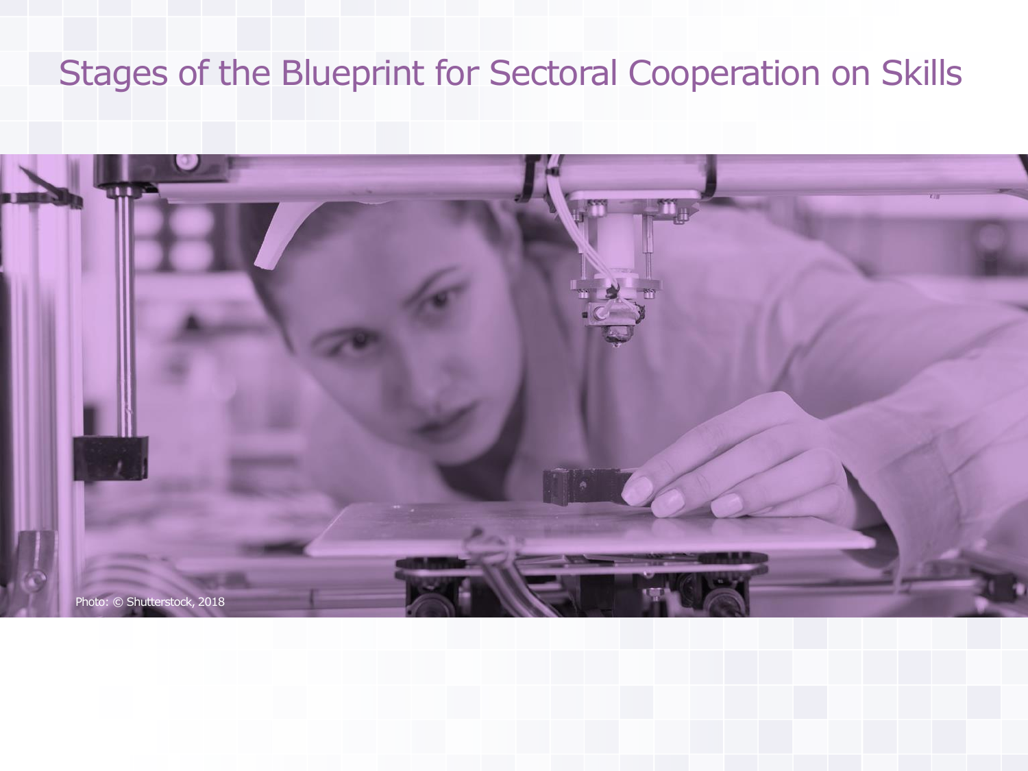# Stages of the Blueprint for Sectoral Cooperation on Skills

Photo: © Shutterstock, 2018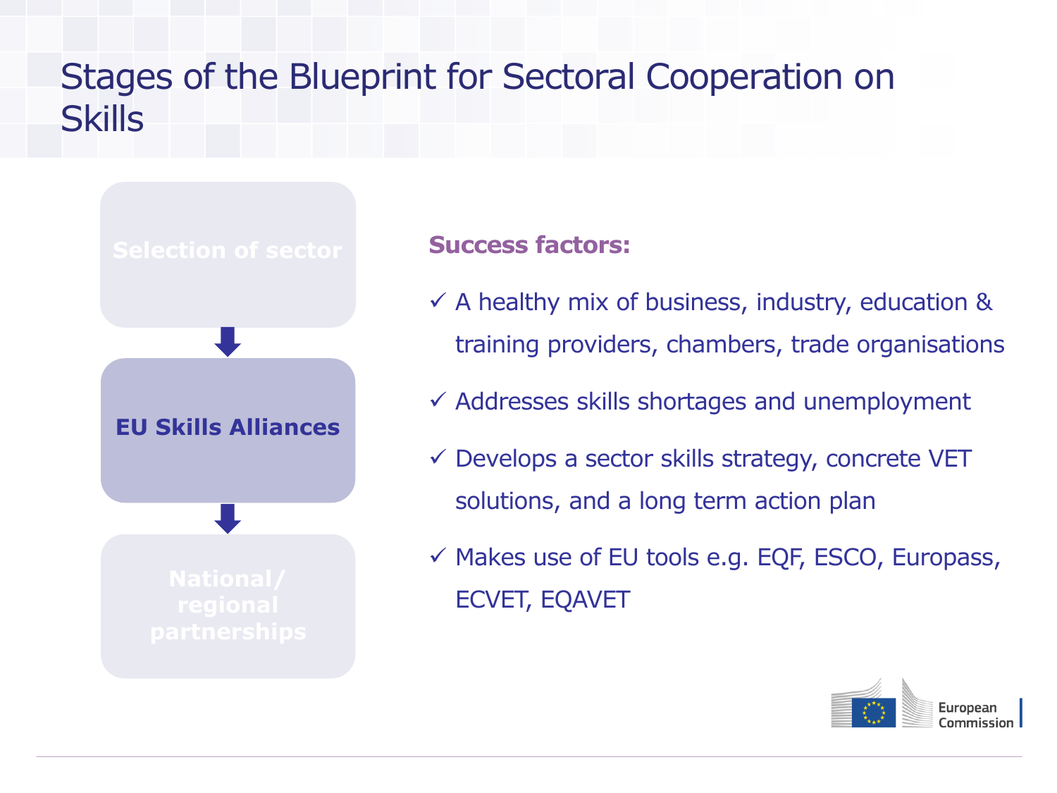# Stages of the Blueprint for Sectoral Cooperation on Skills

- Selection of sector
- **EU Skills Alliances**
- National/ regional partnerships

**Success factors:**

- ✓ A healthy mix of business, industry, education & training providers, chambers, trade organisations
- ✓ Addresses skills shortages and unemployment
- ✓ Develops a sector skills strategy, concrete VET solutions, and a long term action plan
- ✓ Makes use of EU tools e.g. EQF, ESCO, Europass, ECVET, EQAVET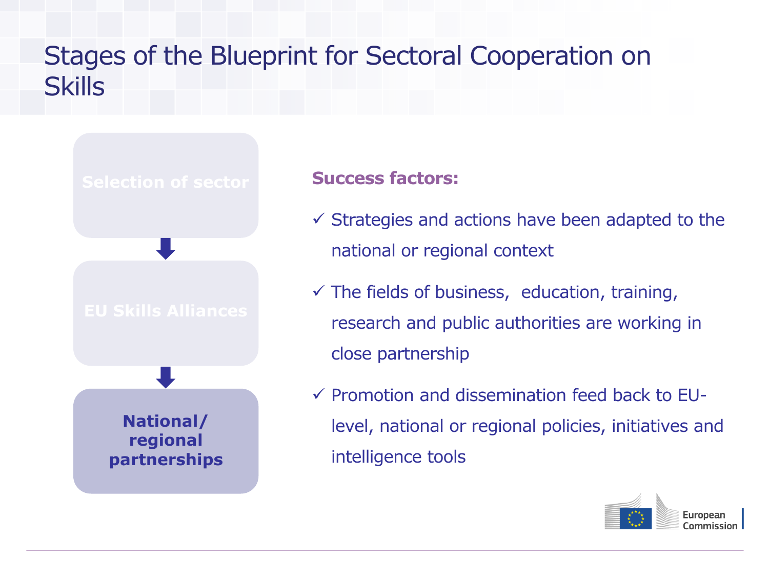# Stages of the Blueprint for Sectoral Cooperation on Skills

Selection of sector

↓

EU Skills Alliances

↓

**National/ regional partnerships**

**Success factors:**

- ✓ Strategies and actions have been adapted to the national or regional context
- ✓ The fields of business, education, training, research and public authorities are working in close partnership
- ✓ Promotion and dissemination feed back to EU-level, national or regional policies, initiatives and intelligence tools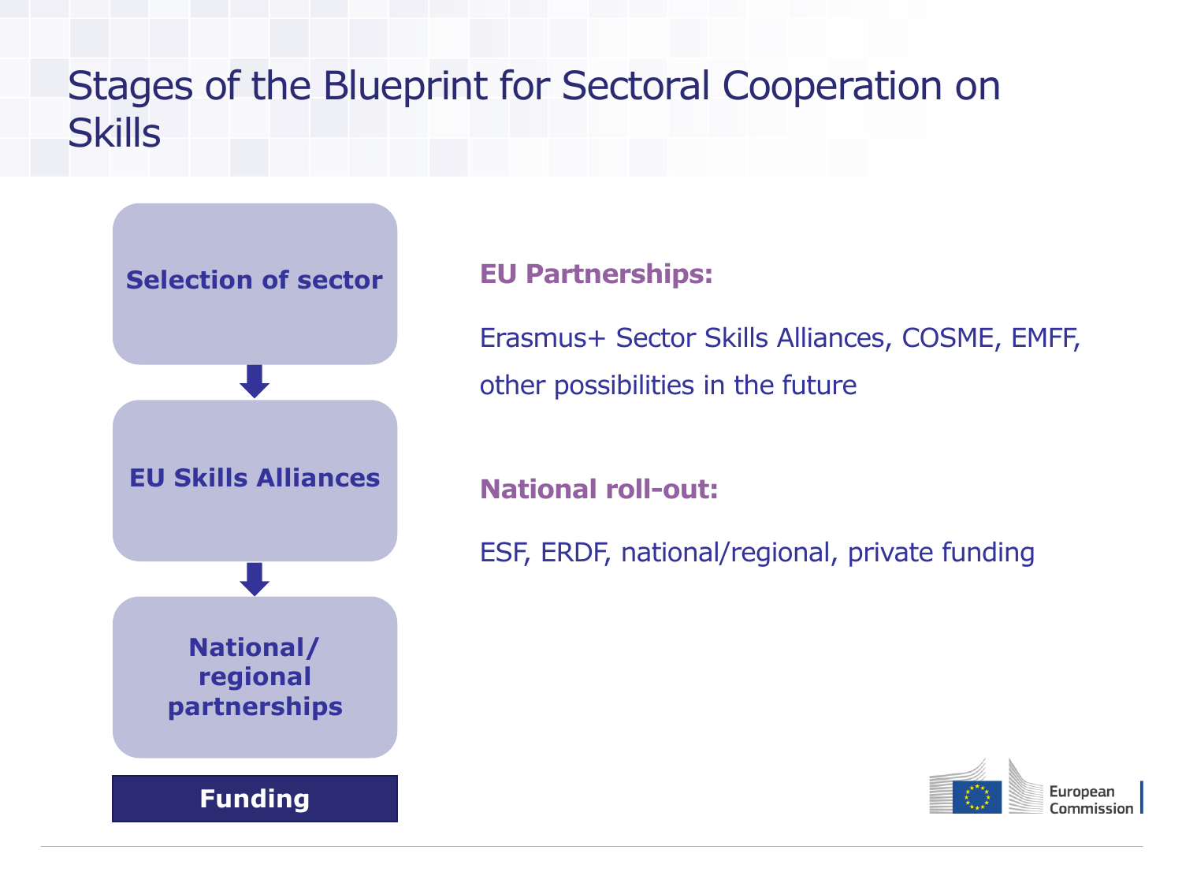# Stages of the Blueprint for Sectoral Cooperation on Skills

**Selection of sector**

↓

**EU Skills Alliances**

↓

**National/ regional partnerships**

**Funding**

**EU Partnerships:**

Erasmus+ Sector Skills Alliances, COSME, EMFF, other possibilities in the future

**National roll-out:**

ESF, ERDF, national/regional, private funding